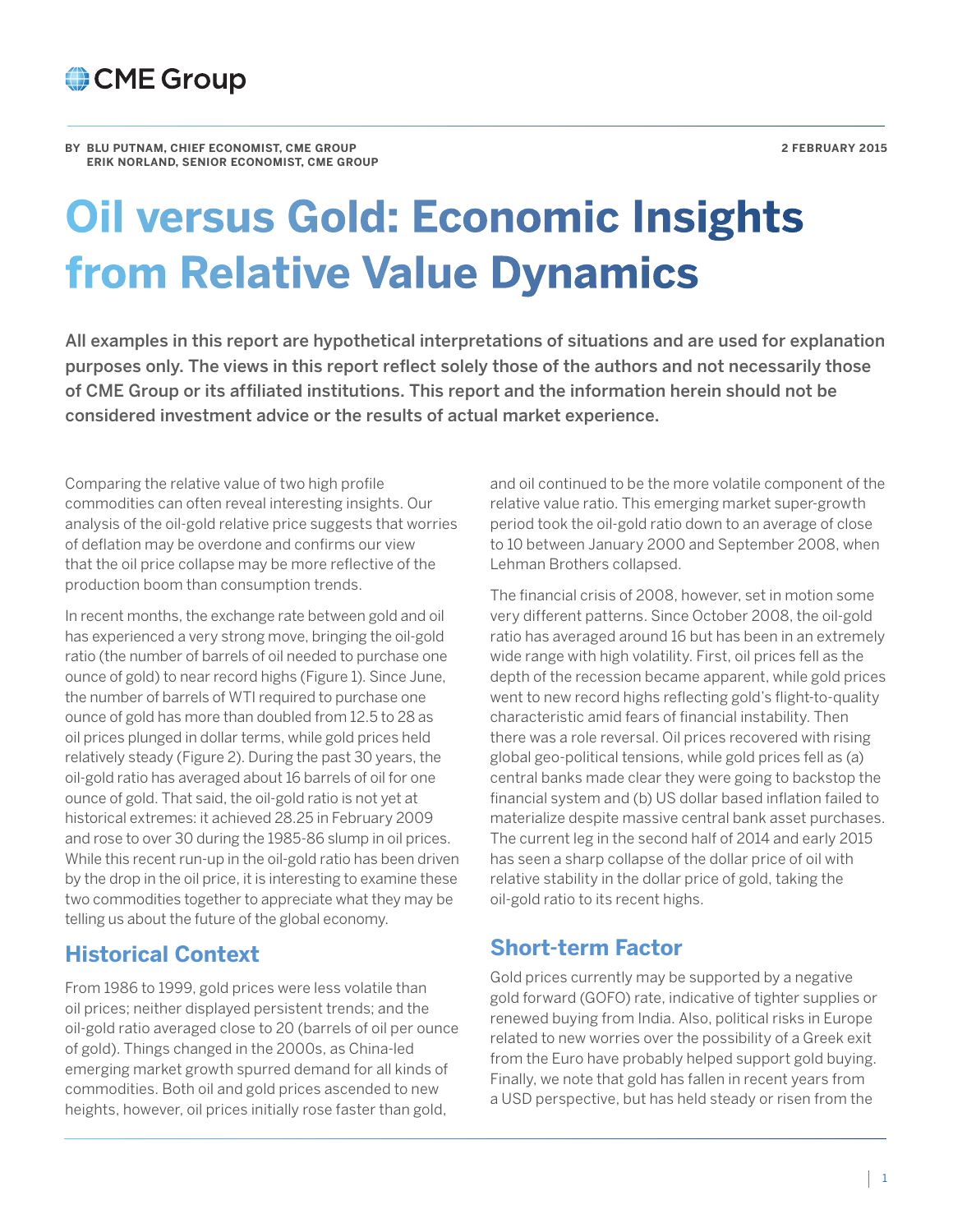BY BLU PUTNAM, CHIEF ECONOMIST, CME GROUP
ERIK NORLAND, SENIOR ECONOMIST, CME GROUP

2 FEBRUARY 2015

# Oil versus Gold: Economic Insights from Relative Value Dynamics

**All examples in this report are hypothetical interpretations of situations and are used for explanation purposes only. The views in this report reflect solely those of the authors and not necessarily those of CME Group or its affiliated institutions. This report and the information herein should not be considered investment advice or the results of actual market experience.**

Comparing the relative value of two high profile commodities can often reveal interesting insights. Our analysis of the oil-gold relative price suggests that worries of deflation may be overdone and confirms our view that the oil price collapse may be more reflective of the production boom than consumption trends.

In recent months, the exchange rate between gold and oil has experienced a very strong move, bringing the oil-gold ratio (the number of barrels of oil needed to purchase one ounce of gold) to near record highs (Figure 1). Since June, the number of barrels of WTI required to purchase one ounce of gold has more than doubled from 12.5 to 28 as oil prices plunged in dollar terms, while gold prices held relatively steady (Figure 2). During the past 30 years, the oil-gold ratio has averaged about 16 barrels of oil for one ounce of gold. That said, the oil-gold ratio is not yet at historical extremes: it achieved 28.25 in February 2009 and rose to over 30 during the 1985-86 slump in oil prices. While this recent run-up in the oil-gold ratio has been driven by the drop in the oil price, it is interesting to examine these two commodities together to appreciate what they may be telling us about the future of the global economy.

## Historical Context

From 1986 to 1999, gold prices were less volatile than oil prices; neither displayed persistent trends; and the oil-gold ratio averaged close to 20 (barrels of oil per ounce of gold). Things changed in the 2000s, as China-led emerging market growth spurred demand for all kinds of commodities. Both oil and gold prices ascended to new heights, however, oil prices initially rose faster than gold, and oil continued to be the more volatile component of the relative value ratio. This emerging market super-growth period took the oil-gold ratio down to an average of close to 10 between January 2000 and September 2008, when Lehman Brothers collapsed.

The financial crisis of 2008, however, set in motion some very different patterns. Since October 2008, the oil-gold ratio has averaged around 16 but has been in an extremely wide range with high volatility. First, oil prices fell as the depth of the recession became apparent, while gold prices went to new record highs reflecting gold's flight-to-quality characteristic amid fears of financial instability. Then there was a role reversal. Oil prices recovered with rising global geo-political tensions, while gold prices fell as (a) central banks made clear they were going to backstop the financial system and (b) US dollar based inflation failed to materialize despite massive central bank asset purchases. The current leg in the second half of 2014 and early 2015 has seen a sharp collapse of the dollar price of oil with relative stability in the dollar price of gold, taking the oil-gold ratio to its recent highs.

## Short-term Factor

Gold prices currently may be supported by a negative gold forward (GOFO) rate, indicative of tighter supplies or renewed buying from India. Also, political risks in Europe related to new worries over the possibility of a Greek exit from the Euro have probably helped support gold buying. Finally, we note that gold has fallen in recent years from a USD perspective, but has held steady or risen from the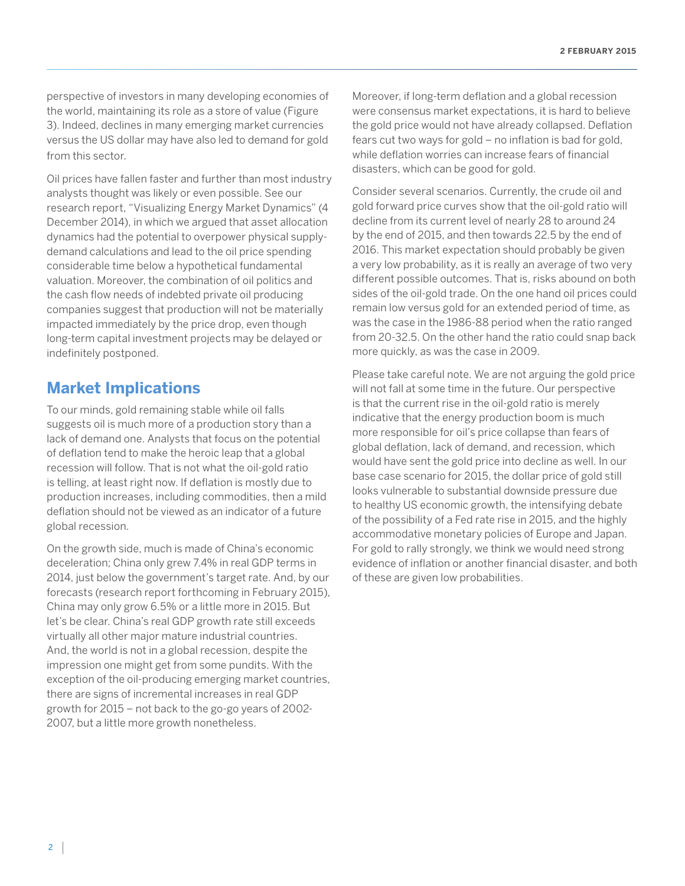perspective of investors in many developing economies of the world, maintaining its role as a store of value (Figure 3). Indeed, declines in many emerging market currencies versus the US dollar may have also led to demand for gold from this sector.

Oil prices have fallen faster and further than most industry analysts thought was likely or even possible. See our research report, "Visualizing Energy Market Dynamics" (4 December 2014), in which we argued that asset allocation dynamics had the potential to overpower physical supply-demand calculations and lead to the oil price spending considerable time below a hypothetical fundamental valuation. Moreover, the combination of oil politics and the cash flow needs of indebted private oil producing companies suggest that production will not be materially impacted immediately by the price drop, even though long-term capital investment projects may be delayed or indefinitely postponed.

## Market Implications

To our minds, gold remaining stable while oil falls suggests oil is much more of a production story than a lack of demand one. Analysts that focus on the potential of deflation tend to make the heroic leap that a global recession will follow. That is not what the oil-gold ratio is telling, at least right now. If deflation is mostly due to production increases, including commodities, then a mild deflation should not be viewed as an indicator of a future global recession.

On the growth side, much is made of China's economic deceleration; China only grew 7.4% in real GDP terms in 2014, just below the government's target rate. And, by our forecasts (research report forthcoming in February 2015), China may only grow 6.5% or a little more in 2015. But let's be clear. China's real GDP growth rate still exceeds virtually all other major mature industrial countries. And, the world is not in a global recession, despite the impression one might get from some pundits. With the exception of the oil-producing emerging market countries, there are signs of incremental increases in real GDP growth for 2015 – not back to the go-go years of 2002-2007, but a little more growth nonetheless.

Moreover, if long-term deflation and a global recession were consensus market expectations, it is hard to believe the gold price would not have already collapsed. Deflation fears cut two ways for gold – no inflation is bad for gold, while deflation worries can increase fears of financial disasters, which can be good for gold.

Consider several scenarios. Currently, the crude oil and gold forward price curves show that the oil-gold ratio will decline from its current level of nearly 28 to around 24 by the end of 2015, and then towards 22.5 by the end of 2016. This market expectation should probably be given a very low probability, as it is really an average of two very different possible outcomes. That is, risks abound on both sides of the oil-gold trade. On the one hand oil prices could remain low versus gold for an extended period of time, as was the case in the 1986-88 period when the ratio ranged from 20-32.5. On the other hand the ratio could snap back more quickly, as was the case in 2009.

Please take careful note. We are not arguing the gold price will not fall at some time in the future. Our perspective is that the current rise in the oil-gold ratio is merely indicative that the energy production boom is much more responsible for oil's price collapse than fears of global deflation, lack of demand, and recession, which would have sent the gold price into decline as well. In our base case scenario for 2015, the dollar price of gold still looks vulnerable to substantial downside pressure due to healthy US economic growth, the intensifying debate of the possibility of a Fed rate rise in 2015, and the highly accommodative monetary policies of Europe and Japan. For gold to rally strongly, we think we would need strong evidence of inflation or another financial disaster, and both of these are given low probabilities.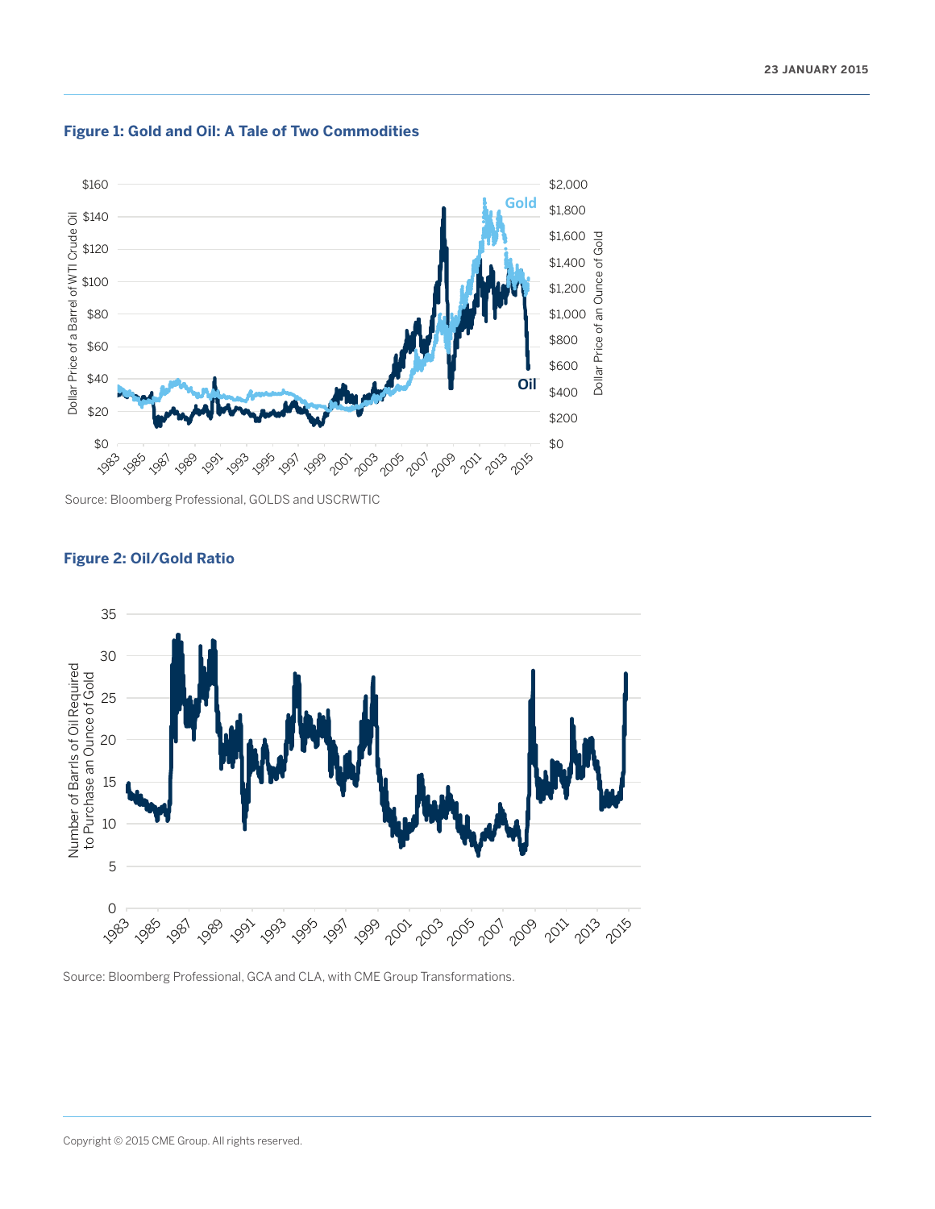**Figure 1: Gold and Oil: A Tale of Two Commodities**

Source: Bloomberg Professional, GOLDS and USCRWTIC

**Figure 2: Oil/Gold Ratio**

Source: Bloomberg Professional, GCA and CLA, with CME Group Transformations.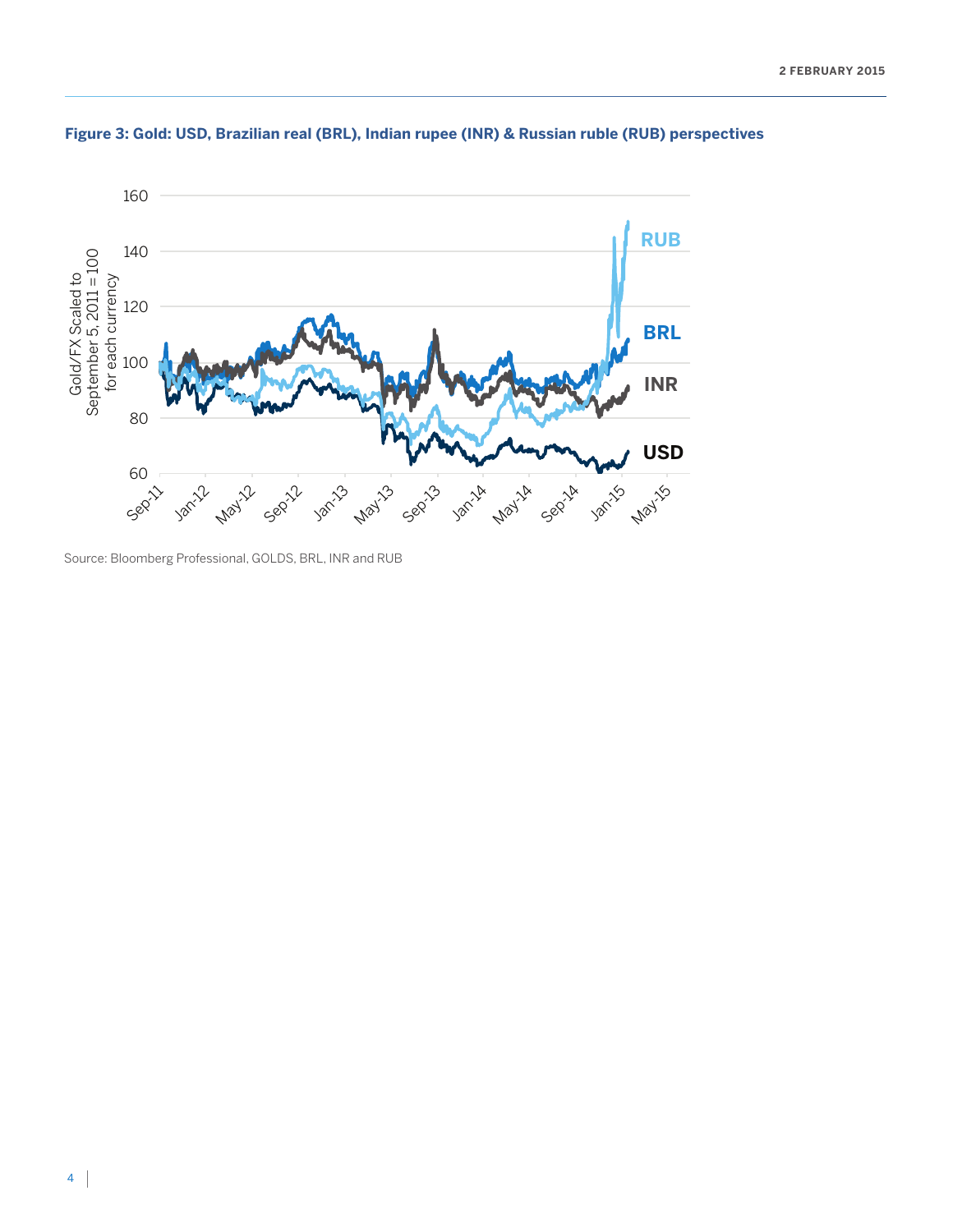**Figure 3: Gold: USD, Brazilian real (BRL), Indian rupee (INR) & Russian ruble (RUB) perspectives**

Gold/FX Scaled to September 5, 2011 = 100 for each currency

160
140
120
100
80
60

Sep-11
Jan-12
May-12
Sep-12
Jan-13
May-13
Sep-13
Jan-14
May-14
Sep-14
Jan-15
May-15

RUB
BRL
INR
USD

Source: Bloomberg Professional, GOLDS, BRL, INR and RUB